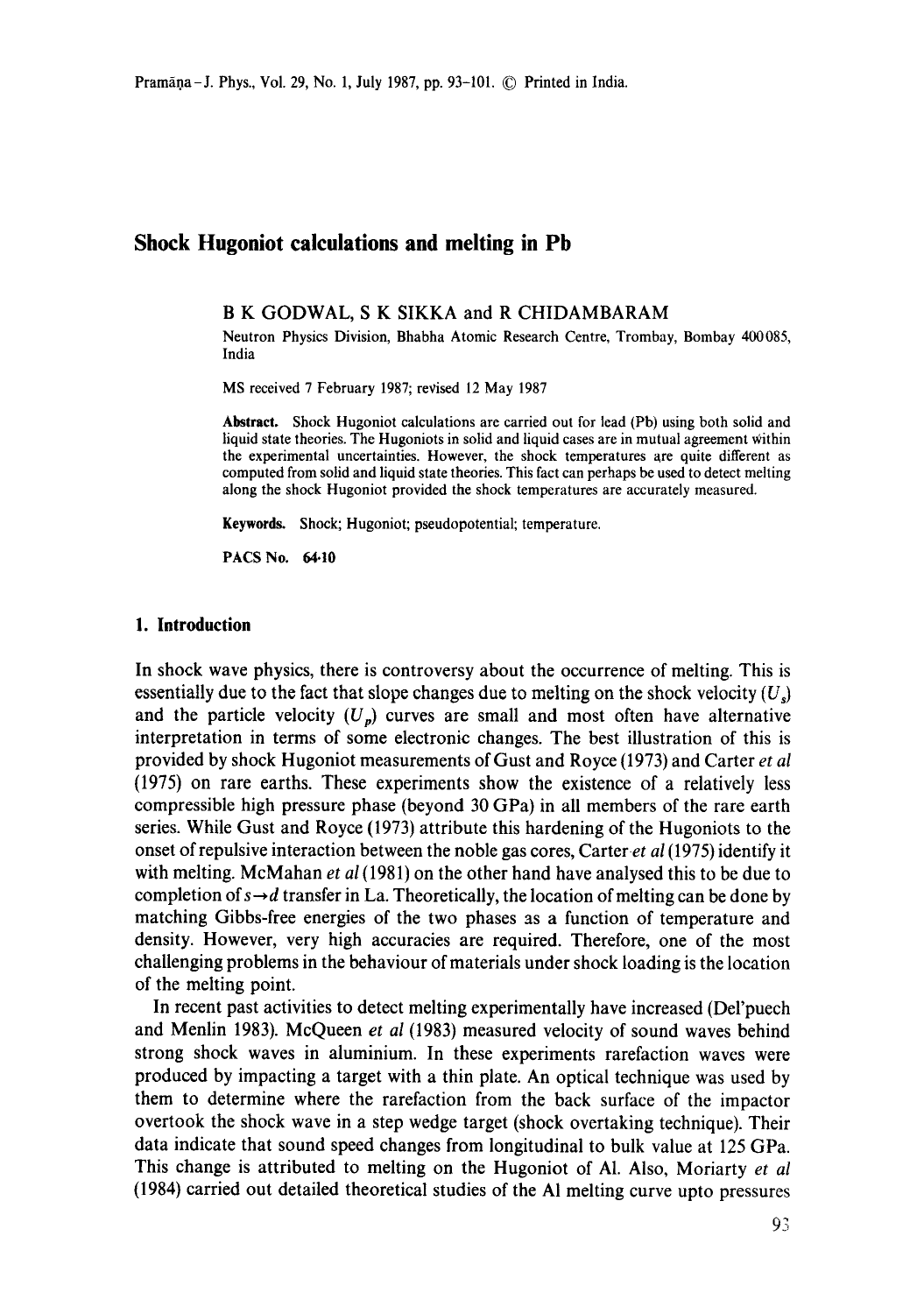# Shock Hugoniot calculations and melting in Pb

B K GODWAL, S K SIKKA and R CHIDAMBARAM

Neutron Physics Division, Bhabha Atomic Research Centre, Trombay, Bombay 400085, India

MS received 7 February 1987; revised 12 May 1987

**Abstract.** Shock Hugoniot calculations are carried out for lead (Pb) using both solid and liquid state theories. The Hugoniots in solid and liquid cases are in mutual agreement within the experimental uncertainties. However, the shock temperatures are quite different as computed from solid and liquid state theories. This fact can perhaps be used to detect melting along the shock Hugoniot provided the shock temperatures are accurately measured.

**Keywords.** Shock; Hugoniot; pseudopotential; temperature.

**PACS No.** 64·10

## 1. Introduction

In shock wave physics, there is controversy about the occurrence of melting. This is essentially due to the fact that slope changes due to melting on the shock velocity ($U_s$) and the particle velocity ($U_p$) curves are small and most often have alternative interpretation in terms of some electronic changes. The best illustration of this is provided by shock Hugoniot measurements of Gust and Royce (1973) and Carter *et al* (1975) on rare earths. These experiments show the existence of a relatively less compressible high pressure phase (beyond 30 GPa) in all members of the rare earth series. While Gust and Royce (1973) attribute this hardening of the Hugoniots to the onset of repulsive interaction between the noble gas cores, Carter *et al* (1975) identify it with melting. McMahan *et al* (1981) on the other hand have analysed this to be due to completion of $s \rightarrow d$ transfer in La. Theoretically, the location of melting can be done by matching Gibbs-free energies of the two phases as a function of temperature and density. However, very high accuracies are required. Therefore, one of the most challenging problems in the behaviour of materials under shock loading is the location of the melting point.

In recent past activities to detect melting experimentally have increased (Del'puech and Menlin 1983). McQueen *et al* (1983) measured velocity of sound waves behind strong shock waves in aluminium. In these experiments rarefaction waves were produced by impacting a target with a thin plate. An optical technique was used by them to determine where the rarefaction from the back surface of the impactor overtook the shock wave in a step wedge target (shock overtaking technique). Their data indicate that sound speed changes from longitudinal to bulk value at 125 GPa. This change is attributed to melting on the Hugoniot of Al. Also, Moriarty *et al* (1984) carried out detailed theoretical studies of the Al melting curve upto pressures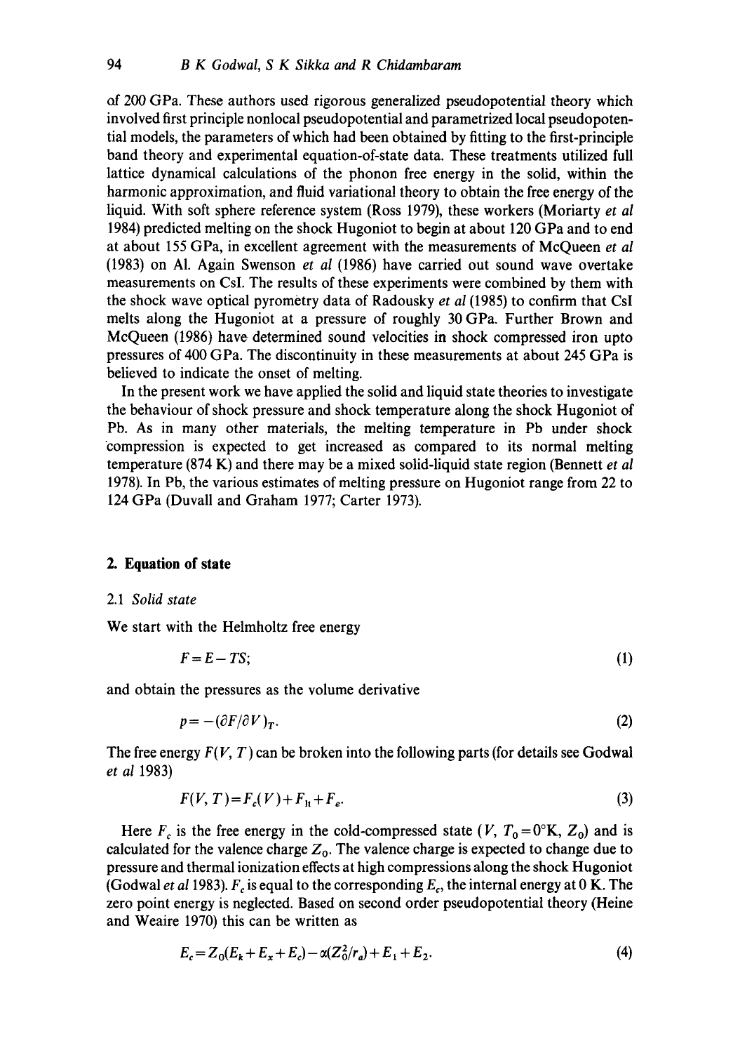of 200 GPa. These authors used rigorous generalized pseudopotential theory which involved first principle nonlocal pseudopotential and parametrized local pseudopotential models, the parameters of which had been obtained by fitting to the first-principle band theory and experimental equation-of-state data. These treatments utilized full lattice dynamical calculations of the phonon free energy in the solid, within the harmonic approximation, and fluid variational theory to obtain the free energy of the liquid. With soft sphere reference system (Ross 1979), these workers (Moriarty *et al* 1984) predicted melting on the shock Hugoniot to begin at about 120 GPa and to end at about 155 GPa, in excellent agreement with the measurements of McQueen *et al* (1983) on Al. Again Swenson *et al* (1986) have carried out sound wave overtake measurements on CsI. The results of these experiments were combined by them with the shock wave optical pyrometry data of Radousky *et al* (1985) to confirm that CsI melts along the Hugoniot at a pressure of roughly 30 GPa. Further Brown and McQueen (1986) have determined sound velocities in shock compressed iron upto pressures of 400 GPa. The discontinuity in these measurements at about 245 GPa is believed to indicate the onset of melting.

In the present work we have applied the solid and liquid state theories to investigate the behaviour of shock pressure and shock temperature along the shock Hugoniot of Pb. As in many other materials, the melting temperature in Pb under shock compression is expected to get increased as compared to its normal melting temperature (874 K) and there may be a mixed solid-liquid state region (Bennett *et al* 1978). In Pb, the various estimates of melting pressure on Hugoniot range from 22 to 124 GPa (Duvall and Graham 1977; Carter 1973).

## 2. Equation of state

### 2.1 *Solid state*

We start with the Helmholtz free energy

$$F = E - TS; \tag{1}$$

and obtain the pressures as the volume derivative

$$p = -(\partial F/\partial V)_T. \tag{2}$$

The free energy $F(V, T)$ can be broken into the following parts (for details see Godwal *et al* 1983)

$$F(V, T) = F_c(V) + F_{lt} + F_e. \tag{3}$$

Here $F_c$ is the free energy in the cold-compressed state ($V$, $T_0 = 0°$K, $Z_0$) and is calculated for the valence charge $Z_0$. The valence charge is expected to change due to pressure and thermal ionization effects at high compressions along the shock Hugoniot (Godwal *et al* 1983). $F_c$ is equal to the corresponding $E_c$, the internal energy at 0 K. The zero point energy is neglected. Based on second order pseudopotential theory (Heine and Weaire 1970) this can be written as

$$E_c = Z_0(E_k + E_x + E_c) - \alpha(Z_0^2/r_a) + E_1 + E_2. \tag{4}$$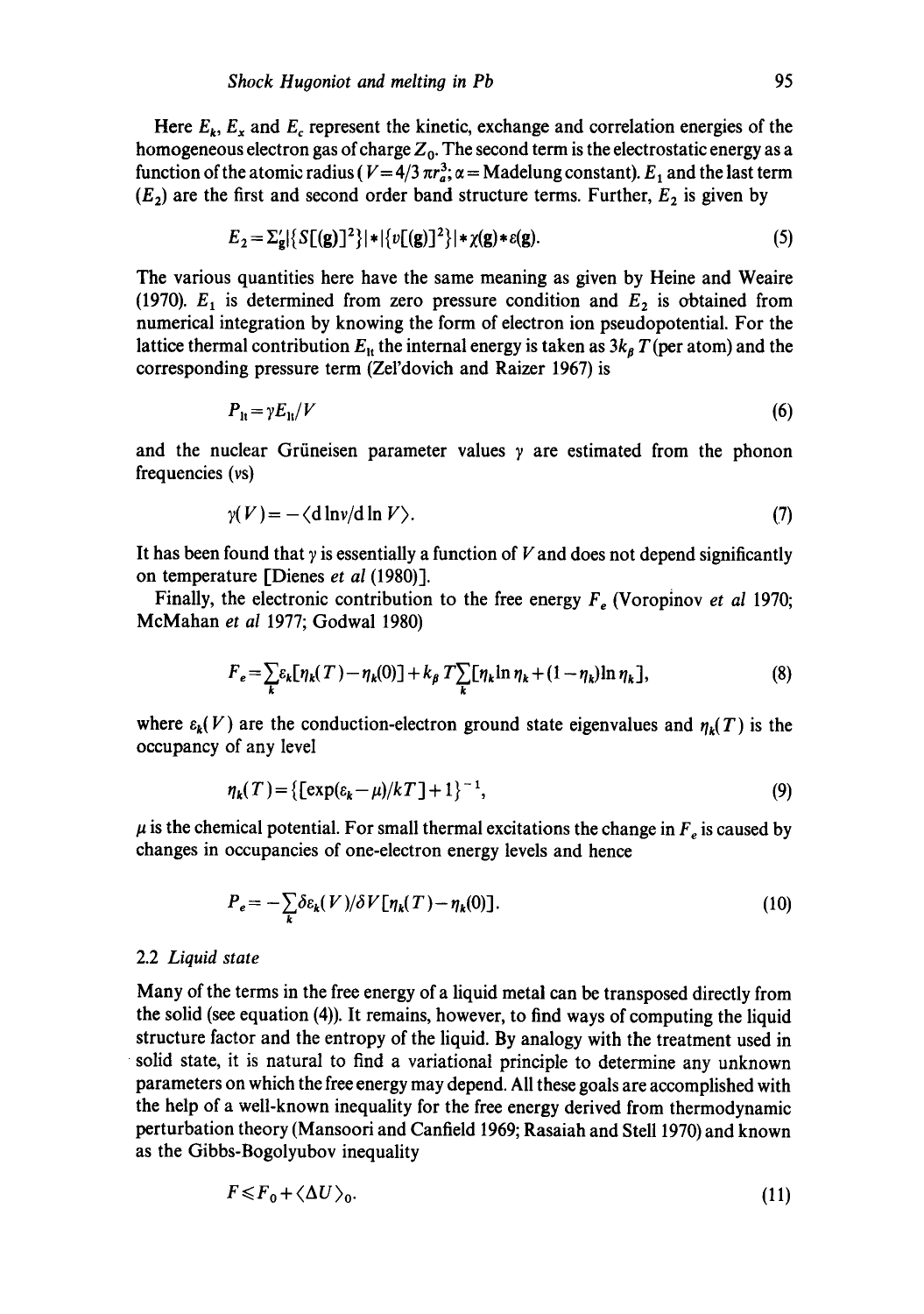Here $E_k$, $E_x$ and $E_c$ represent the kinetic, exchange and correlation energies of the homogeneous electron gas of charge $Z_0$. The second term is the electrostatic energy as a function of the atomic radius ( $V = 4/3\, \pi r_a^3$; $\alpha$ = Madelung constant). $E_1$ and the last term ($E_2$) are the first and second order band structure terms. Further, $E_2$ is given by

$$E_2 = \Sigma_g' |\{S[(g)]^2\}| * |\{v[(g)]^2\}| * \chi(g) * \varepsilon(g). \tag{5}$$

The various quantities here have the same meaning as given by Heine and Weaire (1970). $E_1$ is determined from zero pressure condition and $E_2$ is obtained from numerical integration by knowing the form of electron ion pseudopotential. For the lattice thermal contribution $E_{lt}$ the internal energy is taken as $3k_B T$ (per atom) and the corresponding pressure term (Zel'dovich and Raizer 1967) is

$$P_{lt} = \gamma E_{lt}/V \tag{6}$$

and the nuclear Grüneisen parameter values $\gamma$ are estimated from the phonon frequencies ($\nu$s)

$$\gamma(V) = -\langle \mathrm{d} \ln \nu / \mathrm{d} \ln V \rangle. \tag{7}$$

It has been found that $\gamma$ is essentially a function of $V$ and does not depend significantly on temperature [Dienes *et al* (1980)].

Finally, the electronic contribution to the free energy $F_e$ (Voropinov *et al* 1970; McMahan *et al* 1977; Godwal 1980)

$$F_e = \sum_k \varepsilon_k [\eta_k(T) - \eta_k(0)] + k_B T \sum_k [\eta_k \ln \eta_k + (1 - \eta_k) \ln \eta_k], \tag{8}$$

where $\varepsilon_k(V)$ are the conduction-electron ground state eigenvalues and $\eta_k(T)$ is the occupancy of any level

$$\eta_k(T) = \{[\exp(\varepsilon_k - \mu)/kT] + 1\}^{-1}, \tag{9}$$

$\mu$ is the chemical potential. For small thermal excitations the change in $F_e$ is caused by changes in occupancies of one-electron energy levels and hence

$$P_e = -\sum_k \delta \varepsilon_k(V)/\delta V [\eta_k(T) - \eta_k(0)]. \tag{10}$$

### 2.2 *Liquid state*

Many of the terms in the free energy of a liquid metal can be transposed directly from the solid (see equation (4)). It remains, however, to find ways of computing the liquid structure factor and the entropy of the liquid. By analogy with the treatment used in solid state, it is natural to find a variational principle to determine any unknown parameters on which the free energy may depend. All these goals are accomplished with the help of a well-known inequality for the free energy derived from thermodynamic perturbation theory (Mansoori and Canfield 1969; Rasaiah and Stell 1970) and known as the Gibbs-Bogolyubov inequality

$$F \leqslant F_0 + \langle \Delta U \rangle_0. \tag{11}$$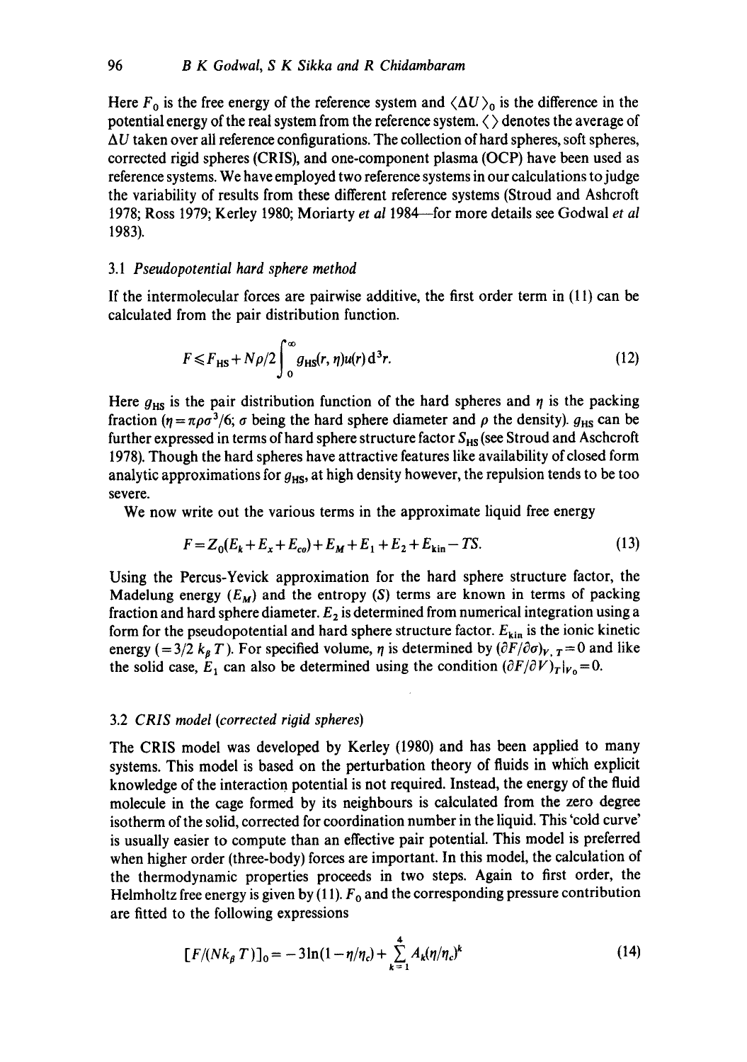Here $F_0$ is the free energy of the reference system and $\langle \Delta U \rangle_0$ is the difference in the potential energy of the real system from the reference system. $\langle \rangle$ denotes the average of $\Delta U$ taken over all reference configurations. The collection of hard spheres, soft spheres, corrected rigid spheres (CRIS), and one-component plasma (OCP) have been used as reference systems. We have employed two reference systems in our calculations to judge the variability of results from these different reference systems (Stroud and Ashcroft 1978; Ross 1979; Kerley 1980; Moriarty *et al* 1984—for more details see Godwal *et al* 1983).

### 3.1 *Pseudopotential hard sphere method*

If the intermolecular forces are pairwise additive, the first order term in (11) can be calculated from the pair distribution function.

$$F \leqslant F_{\rm HS} + N\rho/2 \int_0^\infty g_{\rm HS}(r, \eta) u(r)\, {\rm d}^3 r. \tag{12}$$

Here $g_{\rm HS}$ is the pair distribution function of the hard spheres and $\eta$ is the packing fraction ($\eta = \pi\rho\sigma^3/6$; $\sigma$ being the hard sphere diameter and $\rho$ the density). $g_{\rm HS}$ can be further expressed in terms of hard sphere structure factor $S_{\rm HS}$ (see Stroud and Aschcroft 1978). Though the hard spheres have attractive features like availability of closed form analytic approximations for $g_{\rm HS}$, at high density however, the repulsion tends to be too severe.

We now write out the various terms in the approximate liquid free energy

$$F = Z_0(E_k + E_x + E_{co}) + E_M + E_1 + E_2 + E_{\rm kin} - TS. \tag{13}$$

Using the Percus-Yevick approximation for the hard sphere structure factor, the Madelung energy ($E_M$) and the entropy ($S$) terms are known in terms of packing fraction and hard sphere diameter. $E_2$ is determined from numerical integration using a form for the pseudopotential and hard sphere structure factor. $E_{\rm kin}$ is the ionic kinetic energy ($= 3/2\, k_\beta T$). For specified volume, $\eta$ is determined by $(\partial F/\partial \sigma)_{V,T} = 0$ and like the solid case, $E_1$ can also be determined using the condition $(\partial F/\partial V)_T|_{V_0} = 0$.

### 3.2 *CRIS model (corrected rigid spheres)*

The CRIS model was developed by Kerley (1980) and has been applied to many systems. This model is based on the perturbation theory of fluids in which explicit knowledge of the interaction potential is not required. Instead, the energy of the fluid molecule in the cage formed by its neighbours is calculated from the zero degree isotherm of the solid, corrected for coordination number in the liquid. This 'cold curve' is usually easier to compute than an effective pair potential. This model is preferred when higher order (three-body) forces are important. In this model, the calculation of the thermodynamic properties proceeds in two steps. Again to first order, the Helmholtz free energy is given by (11). $F_0$ and the corresponding pressure contribution are fitted to the following expressions

$$[F/(Nk_\beta T)]_0 = -3\ln(1 - \eta/\eta_c) + \sum_{k=1}^{4} A_k (\eta/\eta_c)^k \tag{14}$$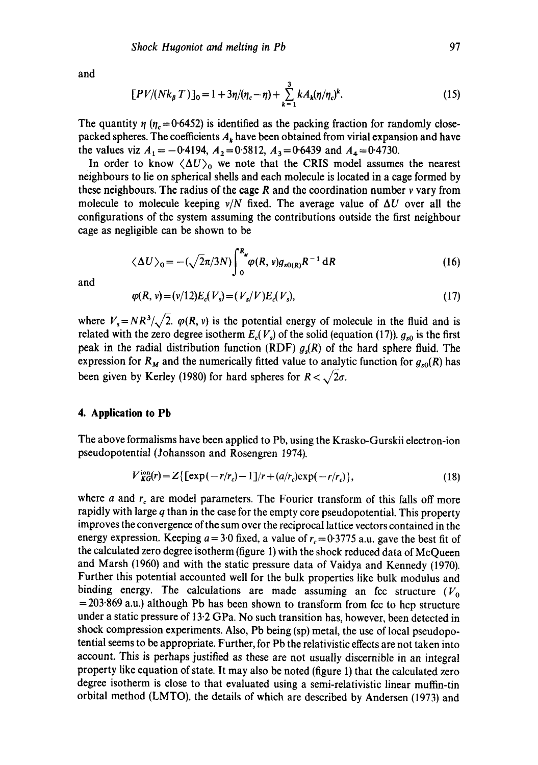and

$$[PV/(Nk_B T)]_0 = 1 + 3\eta/(\eta_c - \eta) + \sum_{k=1}^{3} kA_k(\eta/\eta_c)^k. \tag{15}$$

The quantity $\eta$ ($\eta_c = 0{\cdot}6452$) is identified as the packing fraction for randomly close-packed spheres. The coefficients $A_k$ have been obtained from virial expansion and have the values viz $A_1 = -0{\cdot}4194$, $A_2 = 0{\cdot}5812$, $A_3 = 0{\cdot}6439$ and $A_4 = 0{\cdot}4730$.

In order to know $\langle \Delta U \rangle_0$ we note that the CRIS model assumes the nearest neighbours to lie on spherical shells and each molecule is located in a cage formed by these neighbours. The radius of the cage $R$ and the coordination number $v$ vary from molecule to molecule keeping $v/N$ fixed. The average value of $\Delta U$ over all the configurations of the system assuming the contributions outside the first neighbour cage as negligible can be shown to be

$$\langle \Delta U \rangle_0 = -(\sqrt{2}\pi/3N) \int_0^{R_M} \varphi(R, v) g_{s0(R)} R^{-1} \, \mathrm{d}R \tag{16}$$

and

$$\varphi(R, v) = (v/12) E_c(V_s) = (V_s/V) E_c(V_s), \tag{17}$$

where $V_s = NR^3/\sqrt{2}$. $\varphi(R, v)$ is the potential energy of molecule in the fluid and is related with the zero degree isotherm $E_c(V_s)$ of the solid (equation (17)). $g_{s0}$ is the first peak in the radial distribution function (RDF) $g_s(R)$ of the hard sphere fluid. The expression for $R_M$ and the numerically fitted value to analytic function for $g_{s0}(R)$ has been given by Kerley (1980) for hard spheres for $R < \sqrt{2}\sigma$.

## 4. Application to Pb

The above formalisms have been applied to Pb, using the Krasko-Gurskii electron-ion pseudopotential (Johansson and Rosengren 1974).

$$V_{KG}^{\text{ion}}(r) = Z\{[\exp(-r/r_c) - 1]/r + (a/r_c)\exp(-r/r_c)\}, \tag{18}$$

where $a$ and $r_c$ are model parameters. The Fourier transform of this falls off more rapidly with large $q$ than in the case for the empty core pseudopotential. This property improves the convergence of the sum over the reciprocal lattice vectors contained in the energy expression. Keeping $a = 3{\cdot}0$ fixed, a value of $r_c = 0{\cdot}3775$ a.u. gave the best fit of the calculated zero degree isotherm (figure 1) with the shock reduced data of McQueen and Marsh (1960) and with the static pressure data of Vaidya and Kennedy (1970). Further this potential accounted well for the bulk properties like bulk modulus and binding energy. The calculations are made assuming an fcc structure ($V_0 = 203{\cdot}869$ a.u.) although Pb has been shown to transform from fcc to hcp structure under a static pressure of 13·2 GPa. No such transition has, however, been detected in shock compression experiments. Also, Pb being (sp) metal, the use of local pseudopotential seems to be appropriate. Further, for Pb the relativistic effects are not taken into account. This is perhaps justified as these are not usually discernible in an integral property like equation of state. It may also be noted (figure 1) that the calculated zero degree isotherm is close to that evaluated using a semi-relativistic linear muffin-tin orbital method (LMTO), the details of which are described by Andersen (1973) and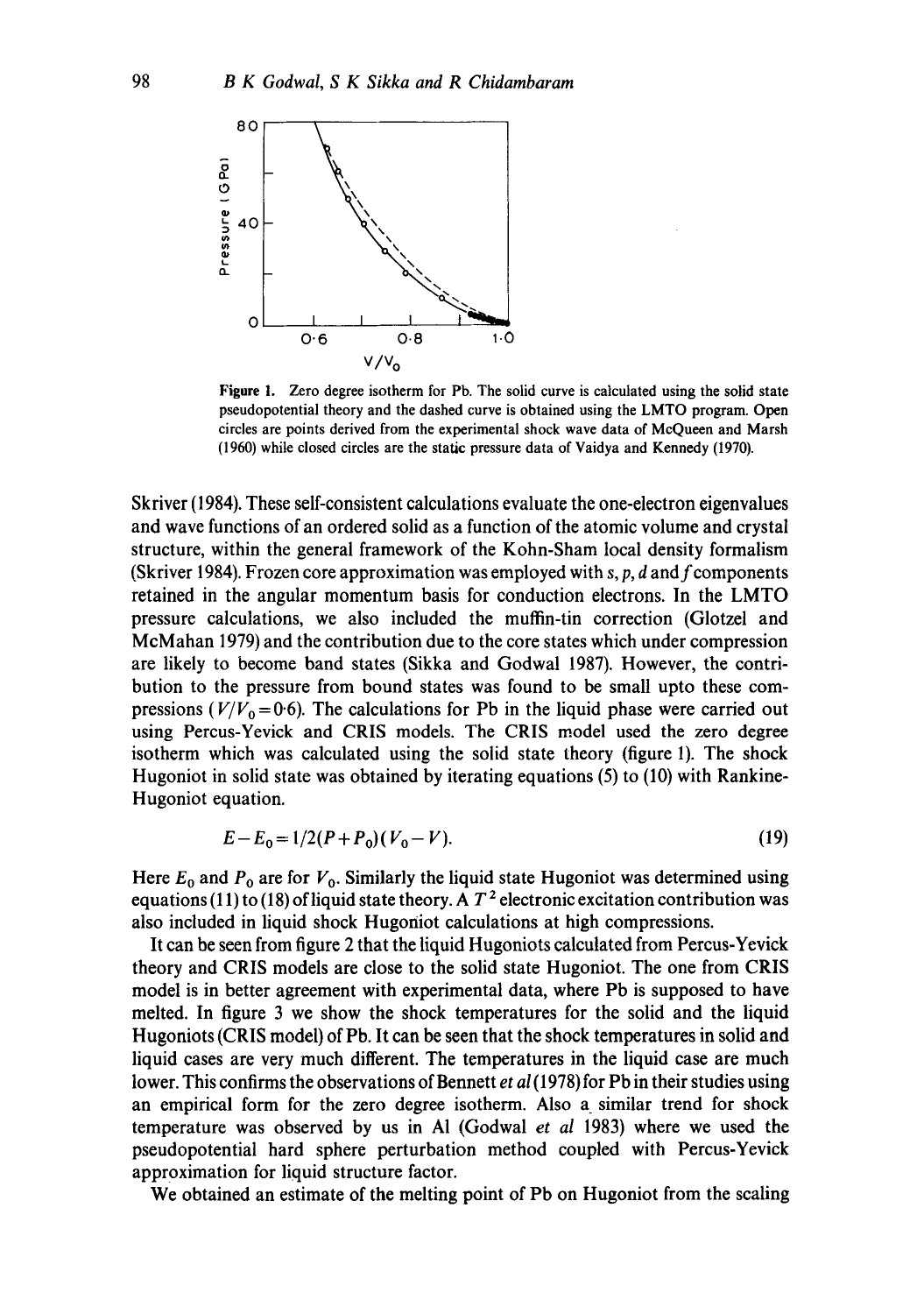Figure 1. Zero degree isotherm for Pb. The solid curve is calculated using the solid state pseudopotential theory and the dashed curve is obtained using the LMTO program. Open circles are points derived from the experimental shock wave data of McQueen and Marsh (1960) while closed circles are the static pressure data of Vaidya and Kennedy (1970).

Skriver (1984). These self-consistent calculations evaluate the one-electron eigenvalues and wave functions of an ordered solid as a function of the atomic volume and crystal structure, within the general framework of the Kohn-Sham local density formalism (Skriver 1984). Frozen core approximation was employed with *s*, *p*, *d* and *f* components retained in the angular momentum basis for conduction electrons. In the LMTO pressure calculations, we also included the muffin-tin correction (Glotzel and McMahan 1979) and the contribution due to the core states which under compression are likely to become band states (Sikka and Godwal 1987). However, the contribution to the pressure from bound states was found to be small upto these compressions ($V/V_0 = 0{\cdot}6$). The calculations for Pb in the liquid phase were carried out using Percus-Yevick and CRIS models. The CRIS model used the zero degree isotherm which was calculated using the solid state theory (figure 1). The shock Hugoniot in solid state was obtained by iterating equations (5) to (10) with Rankine-Hugoniot equation.

$$E - E_0 = 1/2(P + P_0)(V_0 - V). \tag{19}$$

Here $E_0$ and $P_0$ are for $V_0$. Similarly the liquid state Hugoniot was determined using equations (11) to (18) of liquid state theory. A $T^2$ electronic excitation contribution was also included in liquid shock Hugoniot calculations at high compressions.

It can be seen from figure 2 that the liquid Hugoniots calculated from Percus-Yevick theory and CRIS models are close to the solid state Hugoniot. The one from CRIS model is in better agreement with experimental data, where Pb is supposed to have melted. In figure 3 we show the shock temperatures for the solid and the liquid Hugoniots (CRIS model) of Pb. It can be seen that the shock temperatures in solid and liquid cases are very much different. The temperatures in the liquid case are much lower. This confirms the observations of Bennett *et al* (1978) for Pb in their studies using an empirical form for the zero degree isotherm. Also a similar trend for shock temperature was observed by us in Al (Godwal *et al* 1983) where we used the pseudopotential hard sphere perturbation method coupled with Percus-Yevick approximation for liquid structure factor.

We obtained an estimate of the melting point of Pb on Hugoniot from the scaling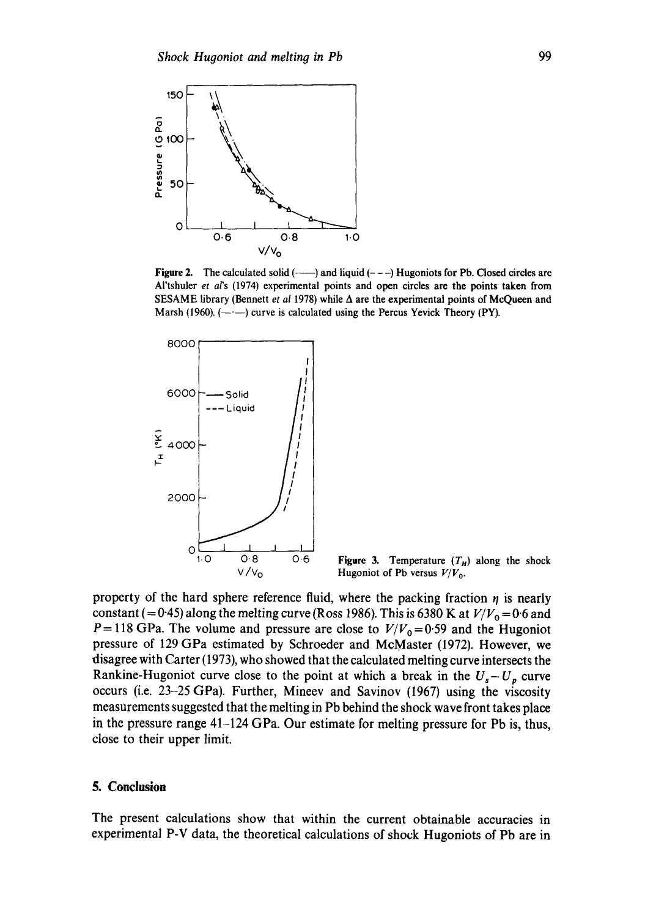Figure 2. The calculated solid (——) and liquid (- - -) Hugoniots for Pb. Closed circles are Al'tshuler *et al*'s (1974) experimental points and open circles are the points taken from SESAME library (Bennett *et al* 1978) while Δ are the experimental points of McQueen and Marsh (1960). (—·—) curve is calculated using the Percus Yevick Theory (PY).

Figure 3. Temperature ($T_H$) along the shock Hugoniot of Pb versus $V/V_0$.

property of the hard sphere reference fluid, where the packing fraction $\eta$ is nearly constant (= 0·45) along the melting curve (Ross 1986). This is 6380 K at $V/V_0 = 0{\cdot}6$ and $P = 118$ GPa. The volume and pressure are close to $V/V_0 = 0{\cdot}59$ and the Hugoniot pressure of 129 GPa estimated by Schroeder and McMaster (1972). However, we disagree with Carter (1973), who showed that the calculated melting curve intersects the Rankine-Hugoniot curve close to the point at which a break in the $U_s - U_p$ curve occurs (i.e. 23–25 GPa). Further, Mineev and Savinov (1967) using the viscosity measurements suggested that the melting in Pb behind the shock wave front takes place in the pressure range 41–124 GPa. Our estimate for melting pressure for Pb is, thus, close to their upper limit.

## 5. Conclusion

The present calculations show that within the current obtainable accuracies in experimental P-V data, the theoretical calculations of shock Hugoniots of Pb are in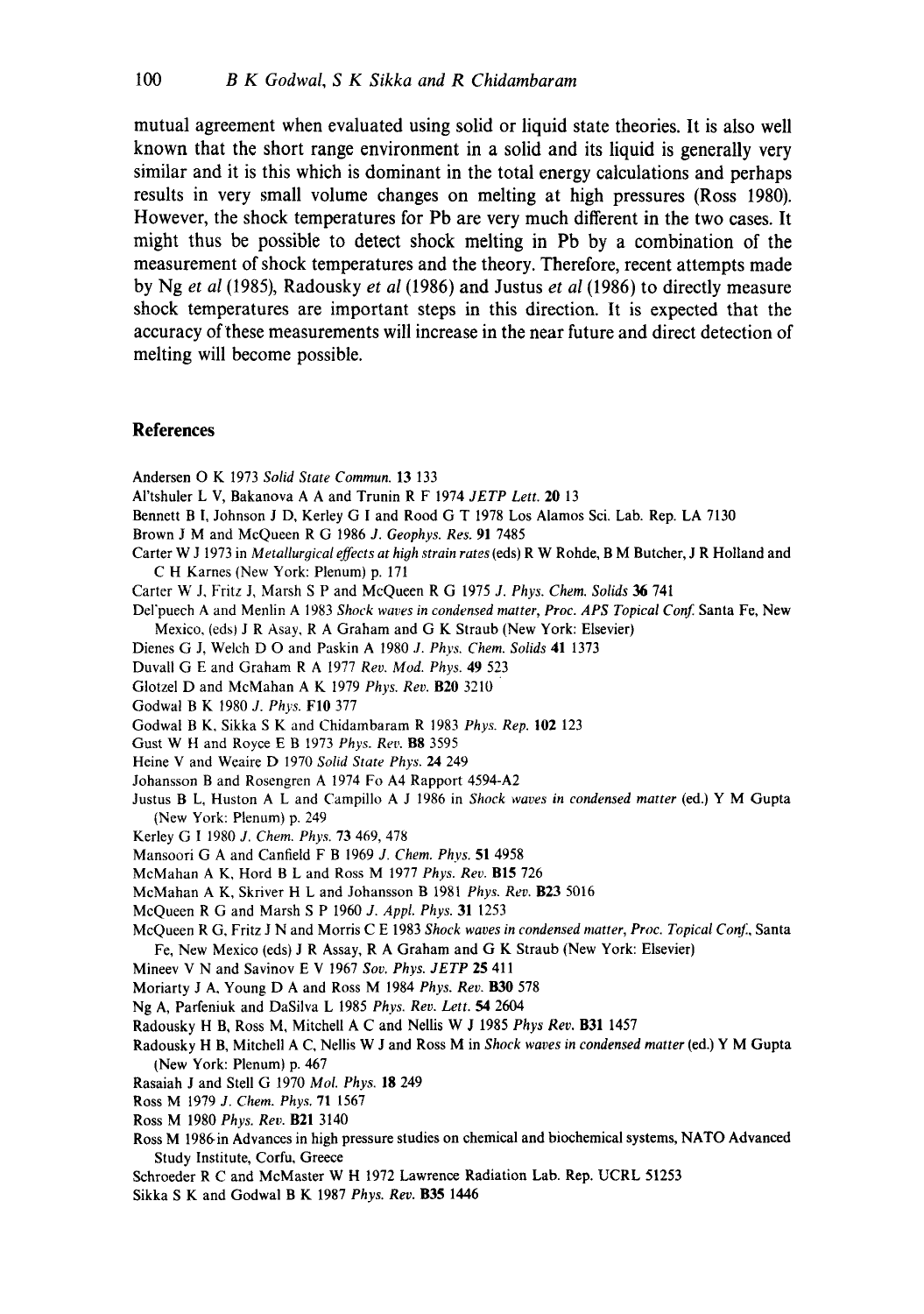mutual agreement when evaluated using solid or liquid state theories. It is also well known that the short range environment in a solid and its liquid is generally very similar and it is this which is dominant in the total energy calculations and perhaps results in very small volume changes on melting at high pressures (Ross 1980). However, the shock temperatures for Pb are very much different in the two cases. It might thus be possible to detect shock melting in Pb by a combination of the measurement of shock temperatures and the theory. Therefore, recent attempts made by Ng *et al* (1985), Radousky *et al* (1986) and Justus *et al* (1986) to directly measure shock temperatures are important steps in this direction. It is expected that the accuracy of these measurements will increase in the near future and direct detection of melting will become possible.

## References

Andersen O K 1973 *Solid State Commun.* **13** 133

Al'tshuler L V, Bakanova A A and Trunin R F 1974 *JETP Lett.* **20** 13

Bennett B I, Johnson J D, Kerley G I and Rood G T 1978 Los Alamos Sci. Lab. Rep. LA 7130

Brown J M and McQueen R G 1986 *J. Geophys. Res.* **91** 7485

Carter W J 1973 in *Metallurgical effects at high strain rates* (eds) R W Rohde, B M Butcher, J R Holland and C H Karnes (New York: Plenum) p. 171

Carter W J, Fritz J, Marsh S P and McQueen R G 1975 *J. Phys. Chem. Solids* **36** 741

Del'puech A and Menlin A 1983 *Shock waves in condensed matter, Proc. APS Topical Conf.* Santa Fe, New Mexico, (eds) J R Asay, R A Graham and G K Straub (New York: Elsevier)

Dienes G J, Welch D O and Paskin A 1980 *J. Phys. Chem. Solids* **41** 1373

Duvall G E and Graham R A 1977 *Rev. Mod. Phys.* **49** 523

Glotzel D and McMahan A K 1979 *Phys. Rev.* **B20** 3210

Godwal B K 1980 *J. Phys.* **F10** 377

Godwal B K, Sikka S K and Chidambaram R 1983 *Phys. Rep.* **102** 123

Gust W H and Royce E B 1973 *Phys. Rev.* **B8** 3595

Heine V and Weaire D 1970 *Solid State Phys.* **24** 249

Johansson B and Rosengren A 1974 Fo A4 Rapport 4594-A2

Justus B L, Huston A L and Campillo A J 1986 in *Shock waves in condensed matter* (ed.) Y M Gupta (New York: Plenum) p. 249

Kerley G I 1980 *J. Chem. Phys.* **73** 469, 478

Mansoori G A and Canfield F B 1969 *J. Chem. Phys.* **51** 4958

McMahan A K, Hord B L and Ross M 1977 *Phys. Rev.* **B15** 726

McMahan A K, Skriver H L and Johansson B 1981 *Phys. Rev.* **B23** 5016

McQueen R G and Marsh S P 1960 *J. Appl. Phys.* **31** 1253

McQueen R G, Fritz J N and Morris C E 1983 *Shock waves in condensed matter, Proc. Topical Conf.*, Santa Fe, New Mexico (eds) J R Assay, R A Graham and G K Straub (New York: Elsevier)

Mineev V N and Savinov E V 1967 *Sov. Phys. JETP* **25** 411

Moriarty J A, Young D A and Ross M 1984 *Phys. Rev.* **B30** 578

Ng A, Parfeniuk and DaSilva L 1985 *Phys. Rev. Lett.* **54** 2604

Radousky H B, Ross M, Mitchell A C and Nellis W J 1985 *Phys Rev.* **B31** 1457

Radousky H B, Mitchell A C, Nellis W J and Ross M in *Shock waves in condensed matter* (ed.) Y M Gupta (New York: Plenum) p. 467

Rasaiah J and Stell G 1970 *Mol. Phys.* **18** 249

Ross M 1979 *J. Chem. Phys.* **71** 1567

Ross M 1980 *Phys. Rev.* **B21** 3140

Ross M 1986 in Advances in high pressure studies on chemical and biochemical systems, NATO Advanced Study Institute, Corfu, Greece

Schroeder R C and McMaster W H 1972 Lawrence Radiation Lab. Rep. UCRL 51253

Sikka S K and Godwal B K 1987 *Phys. Rev.* **B35** 1446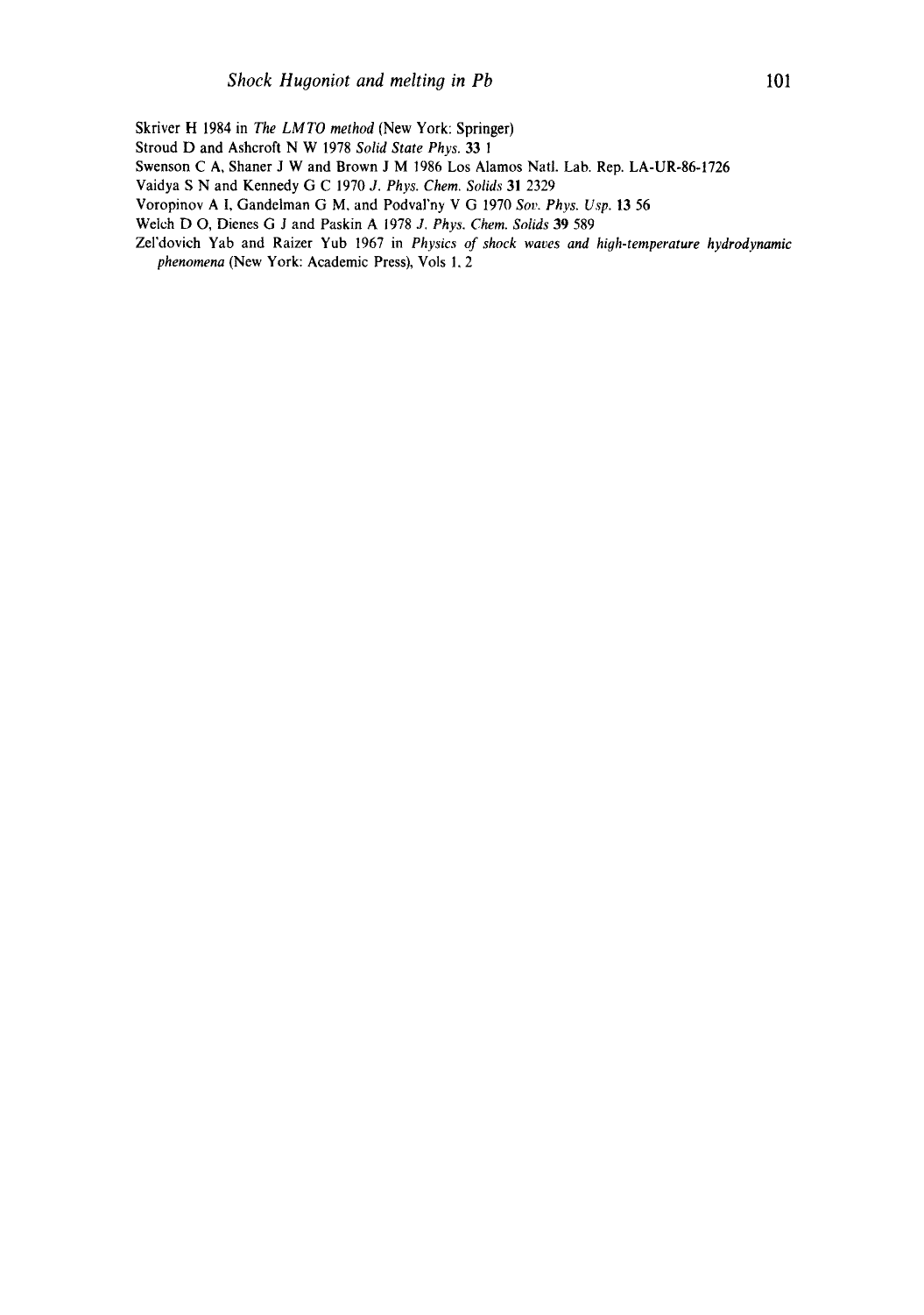Skriver H 1984 in *The LMTO method* (New York: Springer)

Stroud D and Ashcroft N W 1978 *Solid State Phys.* **33** 1

Swenson C A, Shaner J W and Brown J M 1986 Los Alamos Natl. Lab. Rep. LA-UR-86-1726

Vaidya S N and Kennedy G C 1970 *J. Phys. Chem. Solids* **31** 2329

Voropinov A I, Gandelman G M, and Podval'ny V G 1970 *Sov. Phys. Usp.* **13** 56

Welch D O, Dienes G J and Paskin A 1978 *J. Phys. Chem. Solids* **39** 589

Zel'dovich Yab and Raizer Yub 1967 in *Physics of shock waves and high-temperature hydrodynamic phenomena* (New York: Academic Press), Vols 1, 2